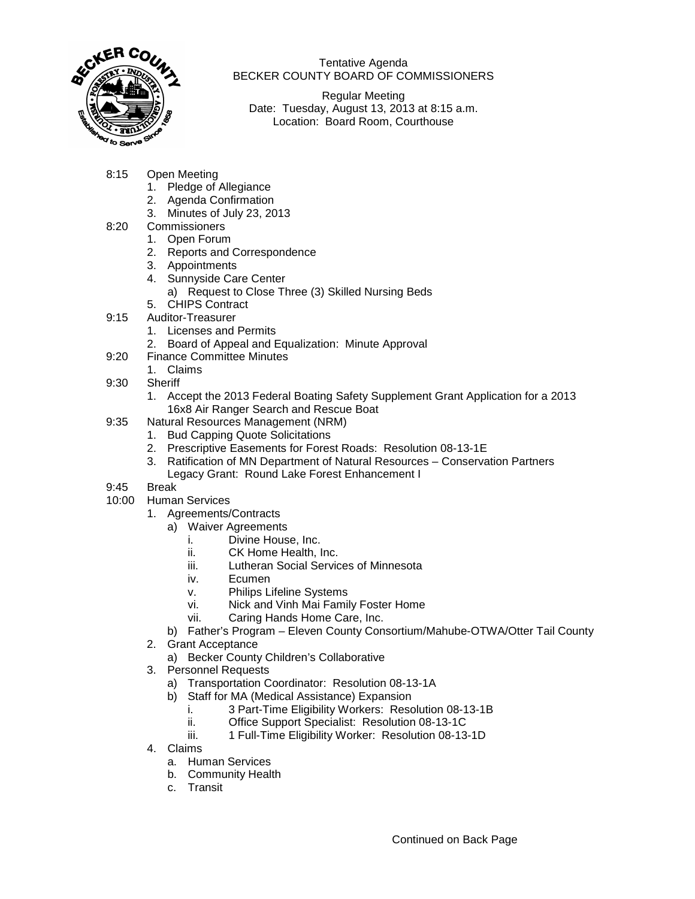Tentative Agenda
BECKER COUNTY BOARD OF COMMISSIONERS

Regular Meeting
Date: Tuesday, August 13, 2013 at 8:15 a.m.
Location: Board Room, Courthouse

- 8:15 Open Meeting
  1. Pledge of Allegiance
  2. Agenda Confirmation
  3. Minutes of July 23, 2013
- 8:20 Commissioners
  1. Open Forum
  2. Reports and Correspondence
  3. Appointments
  4. Sunnyside Care Center
     a) Request to Close Three (3) Skilled Nursing Beds
  5. CHIPS Contract
- 9:15 Auditor-Treasurer
  1. Licenses and Permits
  2. Board of Appeal and Equalization: Minute Approval
- 9:20 Finance Committee Minutes
  1. Claims
- 9:30 Sheriff
  1. Accept the 2013 Federal Boating Safety Supplement Grant Application for a 2013 16x8 Air Ranger Search and Rescue Boat
- 9:35 Natural Resources Management (NRM)
  1. Bud Capping Quote Solicitations
  2. Prescriptive Easements for Forest Roads: Resolution 08-13-1E
  3. Ratification of MN Department of Natural Resources – Conservation Partners Legacy Grant: Round Lake Forest Enhancement I
- 9:45 Break
- 10:00 Human Services
  1. Agreements/Contracts
     a) Waiver Agreements
        i. Divine House, Inc.
        ii. CK Home Health, Inc.
        iii. Lutheran Social Services of Minnesota
        iv. Ecumen
        v. Philips Lifeline Systems
        vi. Nick and Vinh Mai Family Foster Home
        vii. Caring Hands Home Care, Inc.
     b) Father's Program – Eleven County Consortium/Mahube-OTWA/Otter Tail County
  2. Grant Acceptance
     a) Becker County Children's Collaborative
  3. Personnel Requests
     a) Transportation Coordinator: Resolution 08-13-1A
     b) Staff for MA (Medical Assistance) Expansion
        i. 3 Part-Time Eligibility Workers: Resolution 08-13-1B
        ii. Office Support Specialist: Resolution 08-13-1C
        iii. 1 Full-Time Eligibility Worker: Resolution 08-13-1D
  4. Claims
     a. Human Services
     b. Community Health
     c. Transit

Continued on Back Page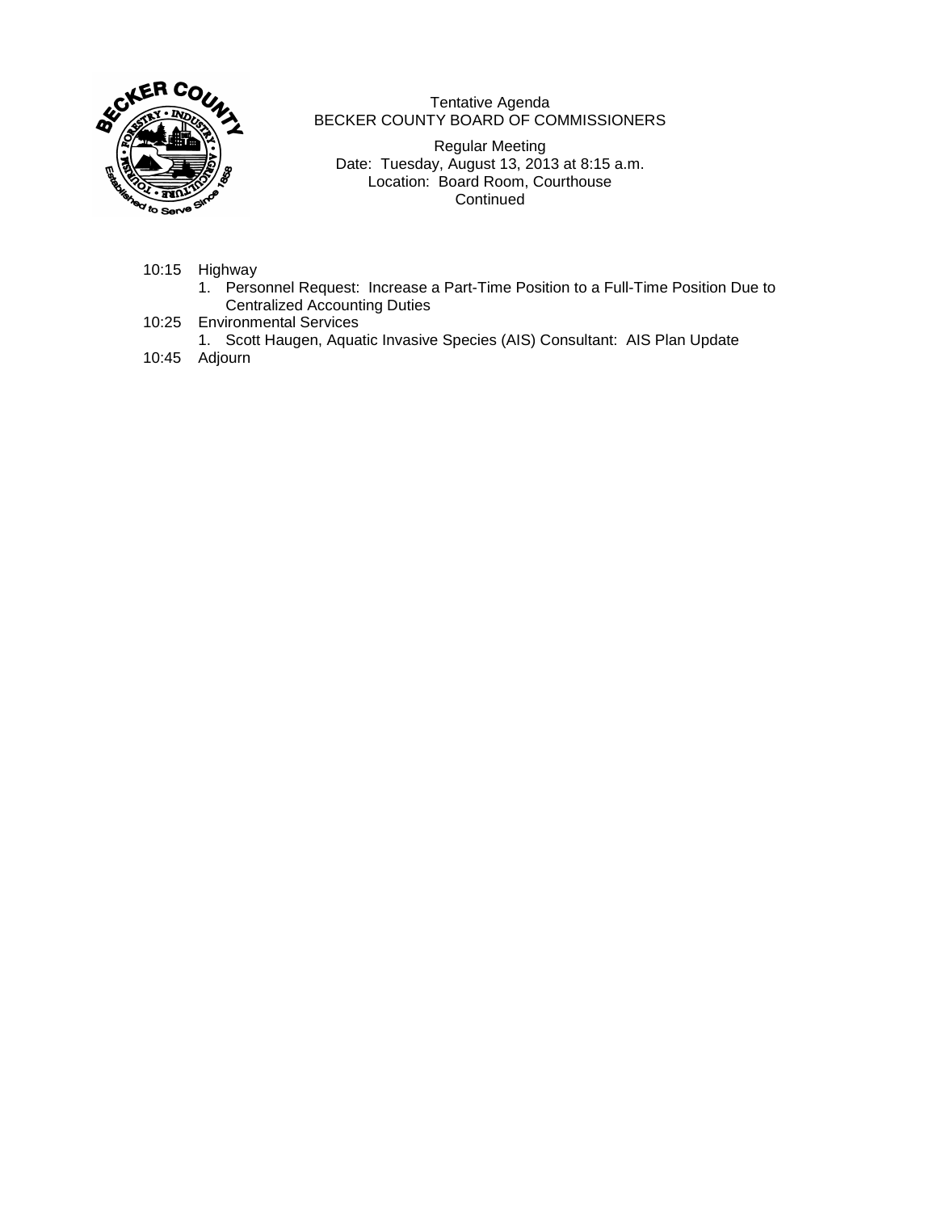Tentative Agenda
BECKER COUNTY BOARD OF COMMISSIONERS

Regular Meeting
Date: Tuesday, August 13, 2013 at 8:15 a.m.
Location: Board Room, Courthouse
Continued

10:15 Highway

1. Personnel Request: Increase a Part-Time Position to a Full-Time Position Due to Centralized Accounting Duties

10:25 Environmental Services

1. Scott Haugen, Aquatic Invasive Species (AIS) Consultant: AIS Plan Update

10:45 Adjourn